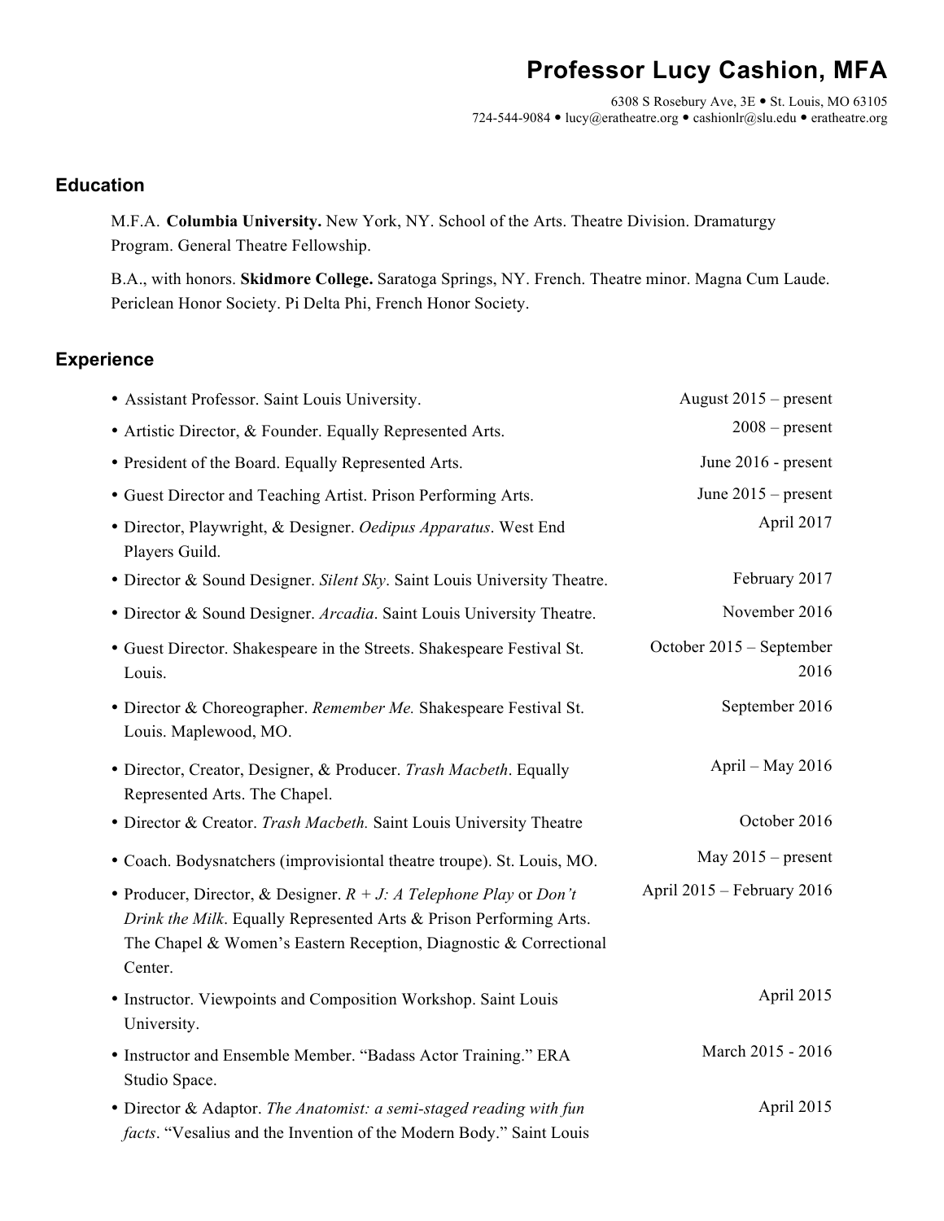# Professor Lucy Cashion, MFA

6308 S Rosebury Ave, 3E • St. Louis, MO 63105
724-544-9084 • lucy@eratheatre.org • cashionlr@slu.edu • eratheatre.org

## Education

M.F.A. **Columbia University.** New York, NY. School of the Arts. Theatre Division. Dramaturgy Program. General Theatre Fellowship.

B.A., with honors. **Skidmore College.** Saratoga Springs, NY. French. Theatre minor. Magna Cum Laude. Periclean Honor Society. Pi Delta Phi, French Honor Society.

## Experience

- Assistant Professor. Saint Louis University. — August 2015 – present
- Artistic Director, & Founder. Equally Represented Arts. — 2008 – present
- President of the Board. Equally Represented Arts. — June 2016 - present
- Guest Director and Teaching Artist. Prison Performing Arts. — June 2015 – present
- Director, Playwright, & Designer. *Oedipus Apparatus*. West End Players Guild. — April 2017
- Director & Sound Designer. *Silent Sky*. Saint Louis University Theatre. — February 2017
- Director & Sound Designer. *Arcadia*. Saint Louis University Theatre. — November 2016
- Guest Director. Shakespeare in the Streets. Shakespeare Festival St. Louis. — October 2015 – September 2016
- Director & Choreographer. *Remember Me.* Shakespeare Festival St. Louis. Maplewood, MO. — September 2016
- Director, Creator, Designer, & Producer. *Trash Macbeth*. Equally Represented Arts. The Chapel. — April – May 2016
- Director & Creator. *Trash Macbeth.* Saint Louis University Theatre — October 2016
- Coach. Bodysnatchers (improvisiontal theatre troupe). St. Louis, MO. — May 2015 – present
- Producer, Director, & Designer. *R + J: A Telephone Play* or *Don't Drink the Milk*. Equally Represented Arts & Prison Performing Arts. The Chapel & Women's Eastern Reception, Diagnostic & Correctional Center. — April 2015 – February 2016
- Instructor. Viewpoints and Composition Workshop. Saint Louis University. — April 2015
- Instructor and Ensemble Member. "Badass Actor Training." ERA Studio Space. — March 2015 - 2016
- Director & Adaptor. *The Anatomist: a semi-staged reading with fun facts*. "Vesalius and the Invention of the Modern Body." Saint Louis — April 2015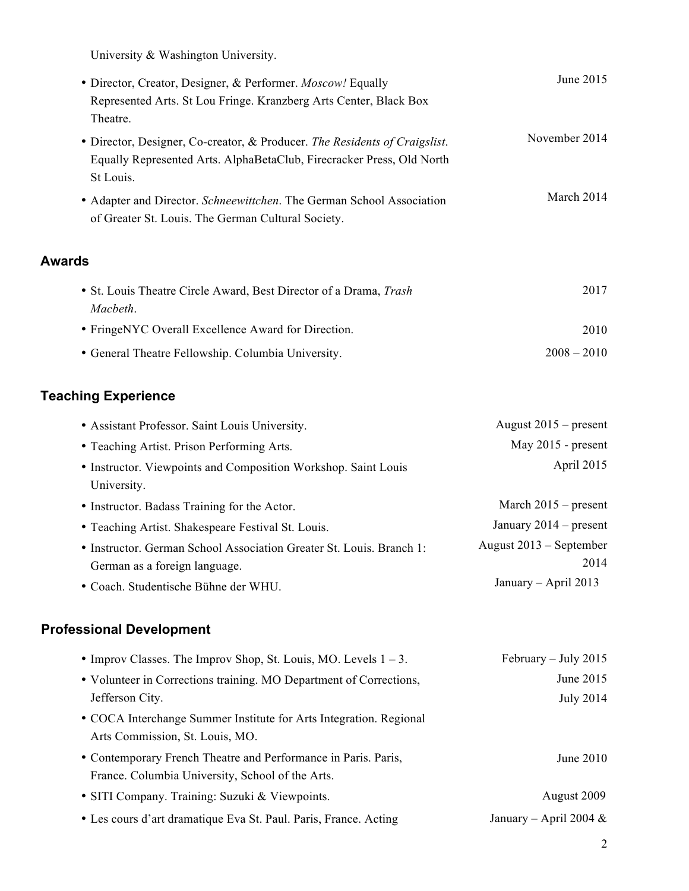University & Washington University.

- Director, Creator, Designer, & Performer. *Moscow!* Equally Represented Arts. St Lou Fringe. Kranzberg Arts Center, Black Box Theatre. — June 2015
- Director, Designer, Co-creator, & Producer. *The Residents of Craigslist*. Equally Represented Arts. AlphaBetaClub, Firecracker Press, Old North St Louis. — November 2014
- Adapter and Director. *Schneewittchen*. The German School Association of Greater St. Louis. The German Cultural Society. — March 2014

## Awards

- St. Louis Theatre Circle Award, Best Director of a Drama, *Trash Macbeth*. — 2017
- FringeNYC Overall Excellence Award for Direction. — 2010
- General Theatre Fellowship. Columbia University. — 2008 – 2010

## Teaching Experience

- Assistant Professor. Saint Louis University. — August 2015 – present
- Teaching Artist. Prison Performing Arts. — May 2015 - present
- Instructor. Viewpoints and Composition Workshop. Saint Louis University. — April 2015
- Instructor. Badass Training for the Actor. — March 2015 – present
- Teaching Artist. Shakespeare Festival St. Louis. — January 2014 – present
- Instructor. German School Association Greater St. Louis. Branch 1: German as a foreign language. — August 2013 – September 2014
- Coach. Studentische Bühne der WHU. — January – April 2013

## Professional Development

- Improv Classes. The Improv Shop, St. Louis, MO. Levels 1 – 3. — February – July 2015
- Volunteer in Corrections training. MO Department of Corrections, Jefferson City. — June 2015
- COCA Interchange Summer Institute for Arts Integration. Regional Arts Commission, St. Louis, MO. — July 2014
- Contemporary French Theatre and Performance in Paris. Paris, France. Columbia University, School of the Arts. — June 2010
- SITI Company. Training: Suzuki & Viewpoints. — August 2009
- Les cours d'art dramatique Eva St. Paul. Paris, France. Acting — January – April 2004 &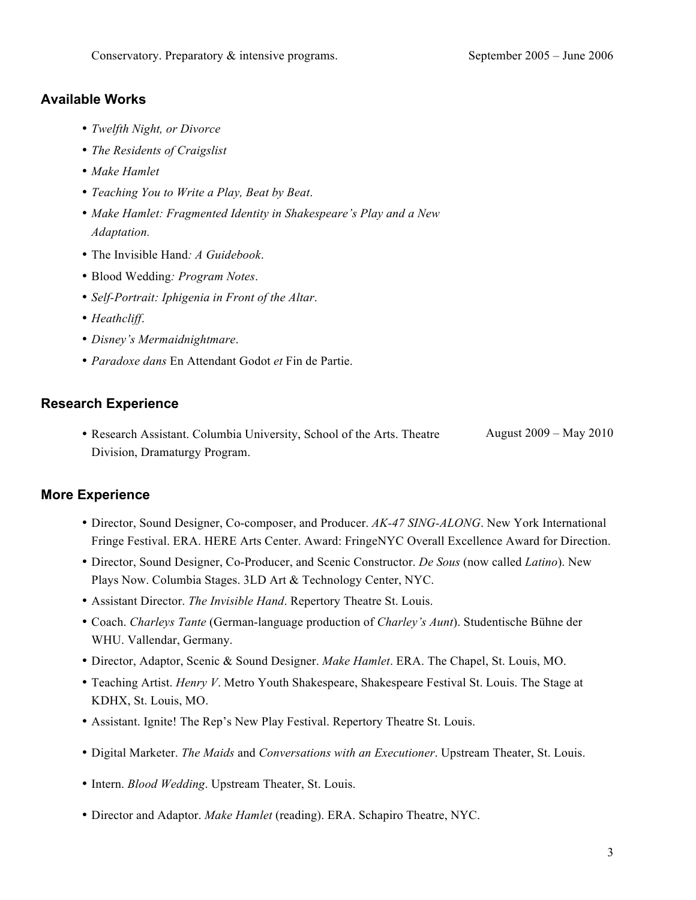Conservatory. Preparatory & intensive programs. September 2005 – June 2006

## Available Works

- *Twelfth Night, or Divorce*
- *The Residents of Craigslist*
- *Make Hamlet*
- *Teaching You to Write a Play, Beat by Beat*.
- *Make Hamlet: Fragmented Identity in Shakespeare's Play and a New Adaptation.*
- The Invisible Hand*: A Guidebook*.
- Blood Wedding*: Program Notes*.
- *Self-Portrait: Iphigenia in Front of the Altar*.
- *Heathcliff*.
- *Disney's Mermaidnightmare*.
- *Paradoxe dans* En Attendant Godot *et* Fin de Partie.

## Research Experience

- Research Assistant. Columbia University, School of the Arts. Theatre Division, Dramaturgy Program. August 2009 – May 2010

## More Experience

- Director, Sound Designer, Co-composer, and Producer. *AK-47 SING-ALONG*. New York International Fringe Festival. ERA. HERE Arts Center. Award: FringeNYC Overall Excellence Award for Direction.
- Director, Sound Designer, Co-Producer, and Scenic Constructor. *De Sous* (now called *Latino*). New Plays Now. Columbia Stages. 3LD Art & Technology Center, NYC.
- Assistant Director. *The Invisible Hand*. Repertory Theatre St. Louis.
- Coach. *Charleys Tante* (German-language production of *Charley's Aunt*). Studentische Bühne der WHU. Vallendar, Germany.
- Director, Adaptor, Scenic & Sound Designer. *Make Hamlet*. ERA. The Chapel, St. Louis, MO.
- Teaching Artist. *Henry V*. Metro Youth Shakespeare, Shakespeare Festival St. Louis. The Stage at KDHX, St. Louis, MO.
- Assistant. Ignite! The Rep's New Play Festival. Repertory Theatre St. Louis.
- Digital Marketer. *The Maids* and *Conversations with an Executioner*. Upstream Theater, St. Louis.
- Intern. *Blood Wedding*. Upstream Theater, St. Louis.
- Director and Adaptor. *Make Hamlet* (reading). ERA. Schapiro Theatre, NYC.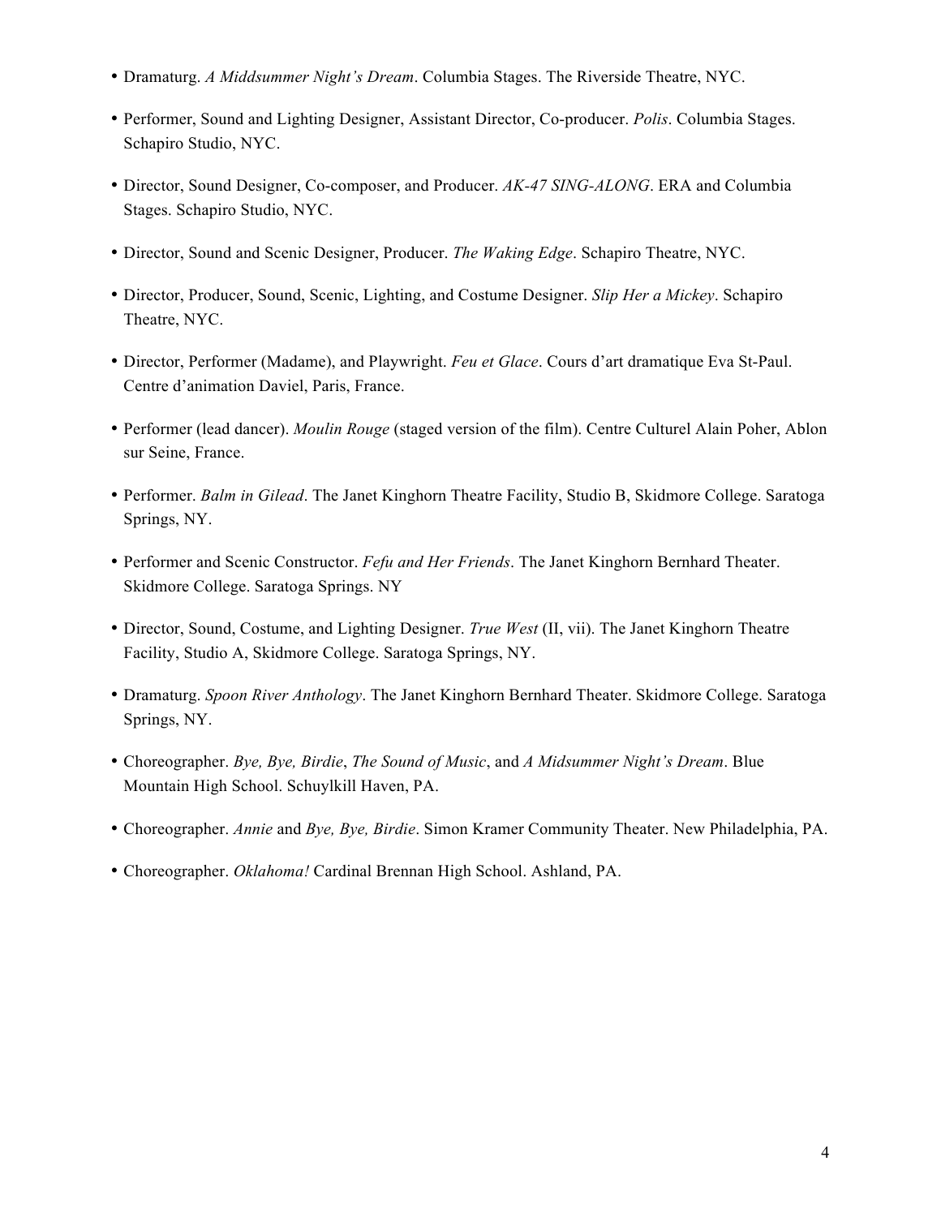- Dramaturg. *A Middsummer Night's Dream*. Columbia Stages. The Riverside Theatre, NYC.
- Performer, Sound and Lighting Designer, Assistant Director, Co-producer. *Polis*. Columbia Stages. Schapiro Studio, NYC.
- Director, Sound Designer, Co-composer, and Producer. *AK-47 SING-ALONG*. ERA and Columbia Stages. Schapiro Studio, NYC.
- Director, Sound and Scenic Designer, Producer. *The Waking Edge*. Schapiro Theatre, NYC.
- Director, Producer, Sound, Scenic, Lighting, and Costume Designer. *Slip Her a Mickey*. Schapiro Theatre, NYC.
- Director, Performer (Madame), and Playwright. *Feu et Glace*. Cours d'art dramatique Eva St-Paul. Centre d'animation Daviel, Paris, France.
- Performer (lead dancer). *Moulin Rouge* (staged version of the film). Centre Culturel Alain Poher, Ablon sur Seine, France.
- Performer. *Balm in Gilead*. The Janet Kinghorn Theatre Facility, Studio B, Skidmore College. Saratoga Springs, NY.
- Performer and Scenic Constructor. *Fefu and Her Friends*. The Janet Kinghorn Bernhard Theater. Skidmore College. Saratoga Springs. NY
- Director, Sound, Costume, and Lighting Designer. *True West* (II, vii). The Janet Kinghorn Theatre Facility, Studio A, Skidmore College. Saratoga Springs, NY.
- Dramaturg. *Spoon River Anthology*. The Janet Kinghorn Bernhard Theater. Skidmore College. Saratoga Springs, NY.
- Choreographer. *Bye, Bye, Birdie*, *The Sound of Music*, and *A Midsummer Night's Dream*. Blue Mountain High School. Schuylkill Haven, PA.
- Choreographer. *Annie* and *Bye, Bye, Birdie*. Simon Kramer Community Theater. New Philadelphia, PA.
- Choreographer. *Oklahoma!* Cardinal Brennan High School. Ashland, PA.